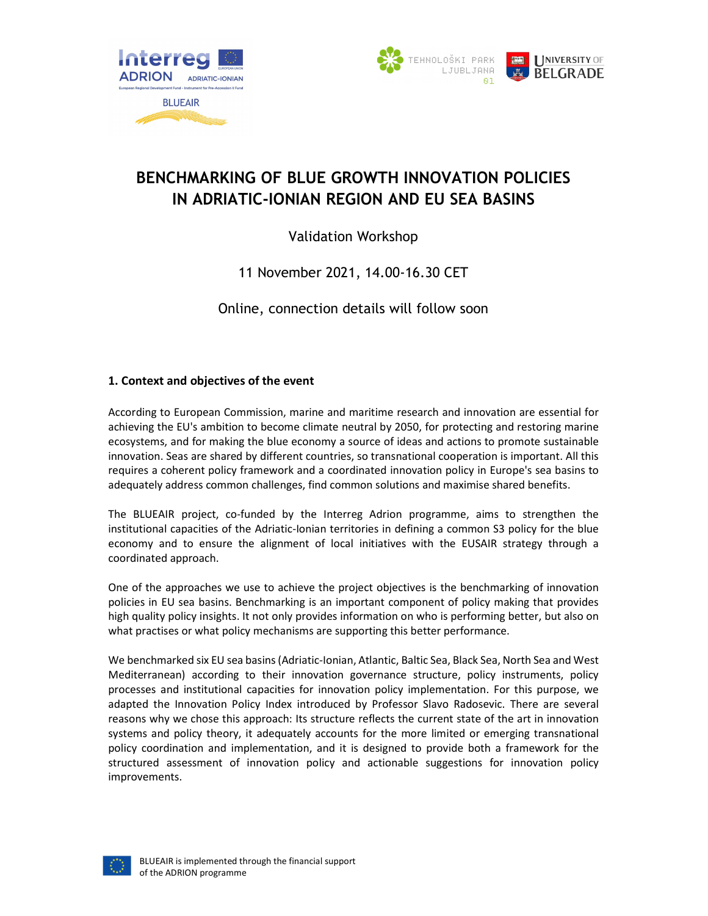# BENCHMARKING OF BLUE GROWTH INNOVATION POLICIES IN ADRIATIC-IONIAN REGION AND EU SEA BASINS

Validation Workshop

11 November 2021, 14.00-16.30 CET

Online, connection details will follow soon

## 1. Context and objectives of the event

According to European Commission, marine and maritime research and innovation are essential for achieving the EU's ambition to become climate neutral by 2050, for protecting and restoring marine ecosystems, and for making the blue economy a source of ideas and actions to promote sustainable innovation. Seas are shared by different countries, so transnational cooperation is important. All this requires a coherent policy framework and a coordinated innovation policy in Europe's sea basins to adequately address common challenges, find common solutions and maximise shared benefits.

The BLUEAIR project, co-funded by the Interreg Adrion programme, aims to strengthen the institutional capacities of the Adriatic-Ionian territories in defining a common S3 policy for the blue economy and to ensure the alignment of local initiatives with the EUSAIR strategy through a coordinated approach.

One of the approaches we use to achieve the project objectives is the benchmarking of innovation policies in EU sea basins. Benchmarking is an important component of policy making that provides high quality policy insights. It not only provides information on who is performing better, but also on what practises or what policy mechanisms are supporting this better performance.

We benchmarked six EU sea basins (Adriatic-Ionian, Atlantic, Baltic Sea, Black Sea, North Sea and West Mediterranean) according to their innovation governance structure, policy instruments, policy processes and institutional capacities for innovation policy implementation. For this purpose, we adapted the Innovation Policy Index introduced by Professor Slavo Radosevic. There are several reasons why we chose this approach: Its structure reflects the current state of the art in innovation systems and policy theory, it adequately accounts for the more limited or emerging transnational policy coordination and implementation, and it is designed to provide both a framework for the structured assessment of innovation policy and actionable suggestions for innovation policy improvements.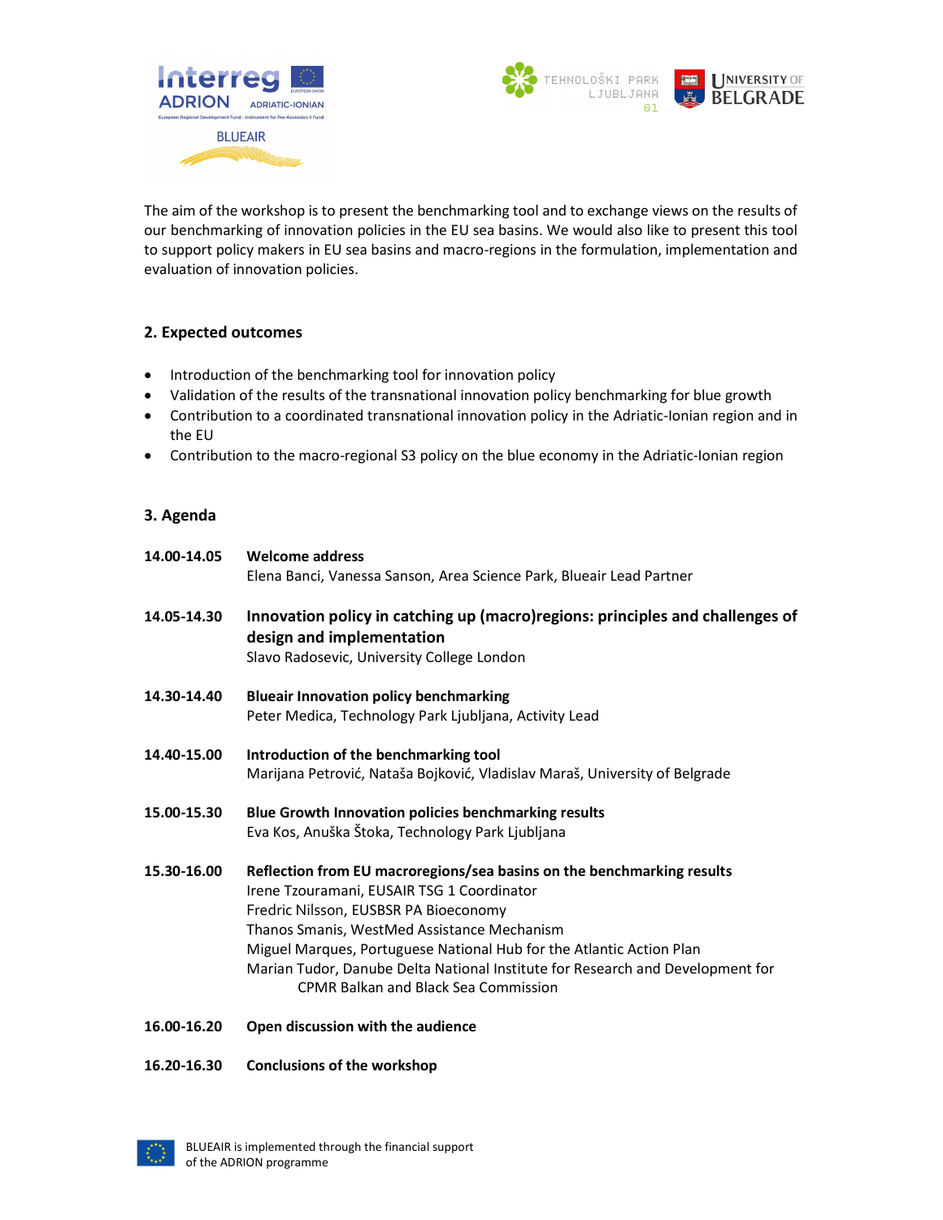The aim of the workshop is to present the benchmarking tool and to exchange views on the results of our benchmarking of innovation policies in the EU sea basins. We would also like to present this tool to support policy makers in EU sea basins and macro-regions in the formulation, implementation and evaluation of innovation policies.

## 2. Expected outcomes

- Introduction of the benchmarking tool for innovation policy
- Validation of the results of the transnational innovation policy benchmarking for blue growth
- Contribution to a coordinated transnational innovation policy in the Adriatic-Ionian region and in the EU
- Contribution to the macro-regional S3 policy on the blue economy in the Adriatic-Ionian region

## 3. Agenda

**14.00-14.05** **Welcome address**
Elena Banci, Vanessa Sanson, Area Science Park, Blueair Lead Partner

**14.05-14.30** **Innovation policy in catching up (macro)regions: principles and challenges of design and implementation**
Slavo Radosevic, University College London

**14.30-14.40** **Blueair Innovation policy benchmarking**
Peter Medica, Technology Park Ljubljana, Activity Lead

**14.40-15.00** **Introduction of the benchmarking tool**
Marijana Petrović, Nataša Bojković, Vladislav Maraš, University of Belgrade

**15.00-15.30** **Blue Growth Innovation policies benchmarking results**
Eva Kos, Anuška Štoka, Technology Park Ljubljana

**15.30-16.00** **Reflection from EU macroregions/sea basins on the benchmarking results**
Irene Tzouramani, EUSAIR TSG 1 Coordinator
Fredric Nilsson, EUSBSR PA Bioeconomy
Thanos Smanis, WestMed Assistance Mechanism
Miguel Marques, Portuguese National Hub for the Atlantic Action Plan
Marian Tudor, Danube Delta National Institute for Research and Development for CPMR Balkan and Black Sea Commission

**16.00-16.20** **Open discussion with the audience**

**16.20-16.30** **Conclusions of the workshop**

BLUEAIR is implemented through the financial support of the ADRION programme